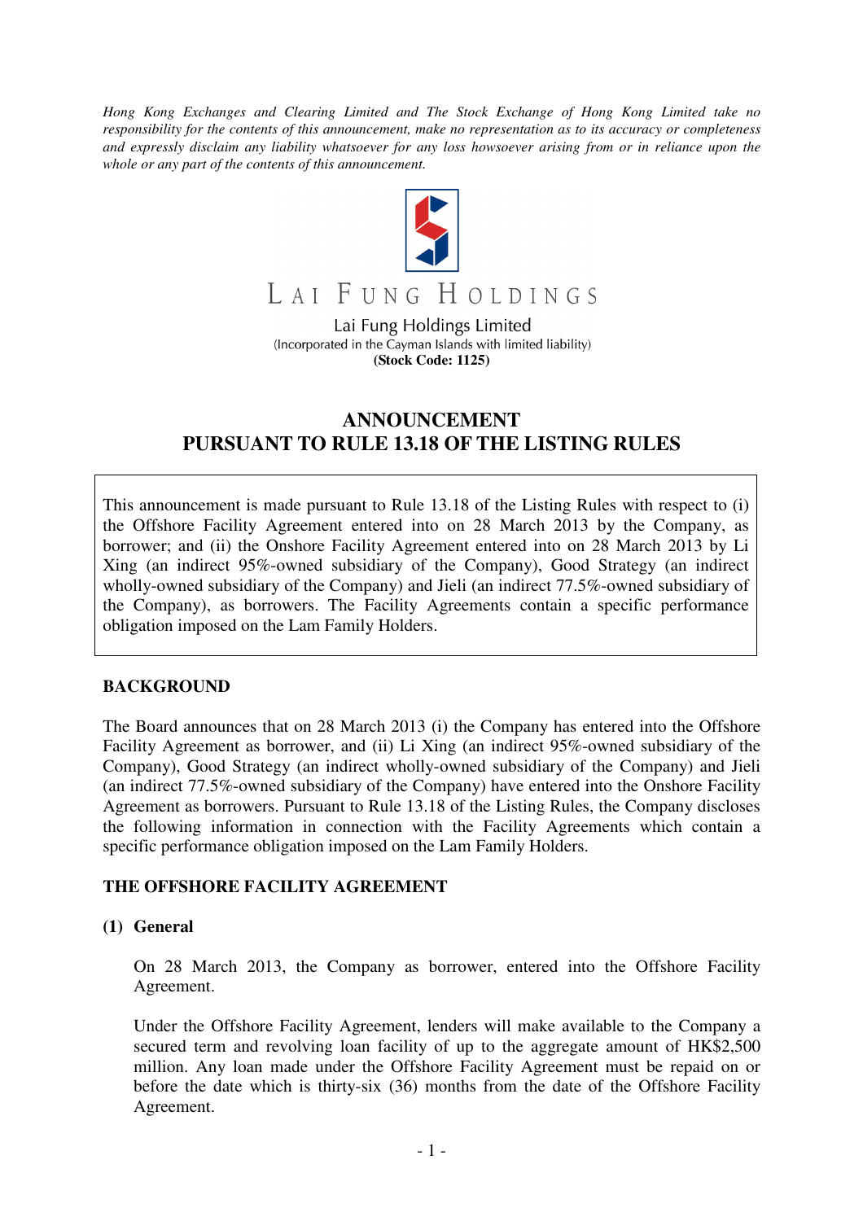*Hong Kong Exchanges and Clearing Limited and The Stock Exchange of Hong Kong Limited take no responsibility for the contents of this announcement, make no representation as to its accuracy or completeness and expressly disclaim any liability whatsoever for any loss howsoever arising from or in reliance upon the whole or any part of the contents of this announcement.*

LAI FUNG HOLDINGS

Lai Fung Holdings Limited
(Incorporated in the Cayman Islands with limited liability)
**(Stock Code: 1125)**

# ANNOUNCEMENT PURSUANT TO RULE 13.18 OF THE LISTING RULES

This announcement is made pursuant to Rule 13.18 of the Listing Rules with respect to (i) the Offshore Facility Agreement entered into on 28 March 2013 by the Company, as borrower; and (ii) the Onshore Facility Agreement entered into on 28 March 2013 by Li Xing (an indirect 95%-owned subsidiary of the Company), Good Strategy (an indirect wholly-owned subsidiary of the Company) and Jieli (an indirect 77.5%-owned subsidiary of the Company), as borrowers. The Facility Agreements contain a specific performance obligation imposed on the Lam Family Holders.

## BACKGROUND

The Board announces that on 28 March 2013 (i) the Company has entered into the Offshore Facility Agreement as borrower, and (ii) Li Xing (an indirect 95%-owned subsidiary of the Company), Good Strategy (an indirect wholly-owned subsidiary of the Company) and Jieli (an indirect 77.5%-owned subsidiary of the Company) have entered into the Onshore Facility Agreement as borrowers. Pursuant to Rule 13.18 of the Listing Rules, the Company discloses the following information in connection with the Facility Agreements which contain a specific performance obligation imposed on the Lam Family Holders.

## THE OFFSHORE FACILITY AGREEMENT

### (1) General

On 28 March 2013, the Company as borrower, entered into the Offshore Facility Agreement.

Under the Offshore Facility Agreement, lenders will make available to the Company a secured term and revolving loan facility of up to the aggregate amount of HK$2,500 million. Any loan made under the Offshore Facility Agreement must be repaid on or before the date which is thirty-six (36) months from the date of the Offshore Facility Agreement.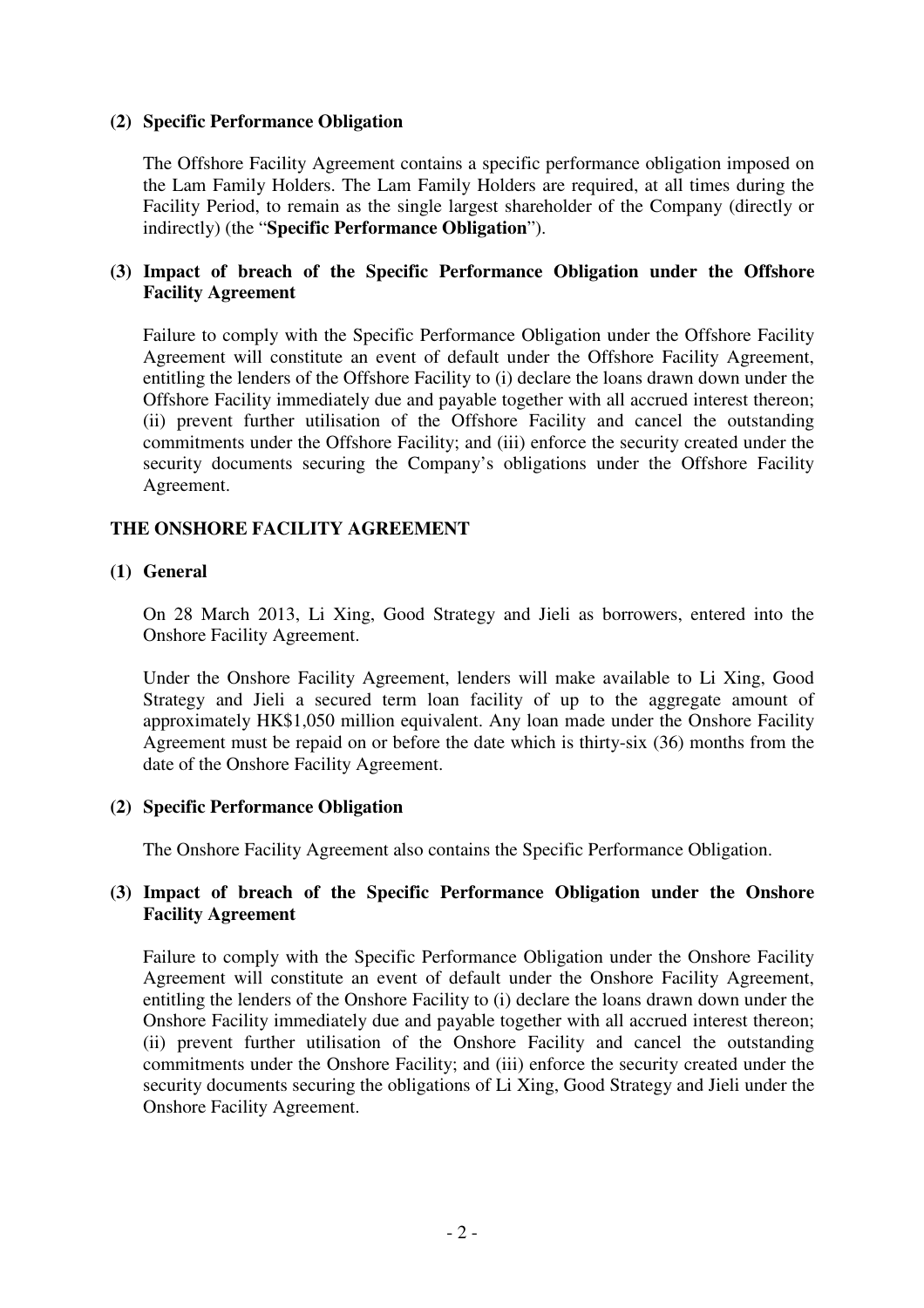**(2) Specific Performance Obligation**

The Offshore Facility Agreement contains a specific performance obligation imposed on the Lam Family Holders. The Lam Family Holders are required, at all times during the Facility Period, to remain as the single largest shareholder of the Company (directly or indirectly) (the "**Specific Performance Obligation**").

**(3) Impact of breach of the Specific Performance Obligation under the Offshore Facility Agreement**

Failure to comply with the Specific Performance Obligation under the Offshore Facility Agreement will constitute an event of default under the Offshore Facility Agreement, entitling the lenders of the Offshore Facility to (i) declare the loans drawn down under the Offshore Facility immediately due and payable together with all accrued interest thereon; (ii) prevent further utilisation of the Offshore Facility and cancel the outstanding commitments under the Offshore Facility; and (iii) enforce the security created under the security documents securing the Company's obligations under the Offshore Facility Agreement.

## THE ONSHORE FACILITY AGREEMENT

**(1) General**

On 28 March 2013, Li Xing, Good Strategy and Jieli as borrowers, entered into the Onshore Facility Agreement.

Under the Onshore Facility Agreement, lenders will make available to Li Xing, Good Strategy and Jieli a secured term loan facility of up to the aggregate amount of approximately HK$1,050 million equivalent. Any loan made under the Onshore Facility Agreement must be repaid on or before the date which is thirty-six (36) months from the date of the Onshore Facility Agreement.

**(2) Specific Performance Obligation**

The Onshore Facility Agreement also contains the Specific Performance Obligation.

**(3) Impact of breach of the Specific Performance Obligation under the Onshore Facility Agreement**

Failure to comply with the Specific Performance Obligation under the Onshore Facility Agreement will constitute an event of default under the Onshore Facility Agreement, entitling the lenders of the Onshore Facility to (i) declare the loans drawn down under the Onshore Facility immediately due and payable together with all accrued interest thereon; (ii) prevent further utilisation of the Onshore Facility and cancel the outstanding commitments under the Onshore Facility; and (iii) enforce the security created under the security documents securing the obligations of Li Xing, Good Strategy and Jieli under the Onshore Facility Agreement.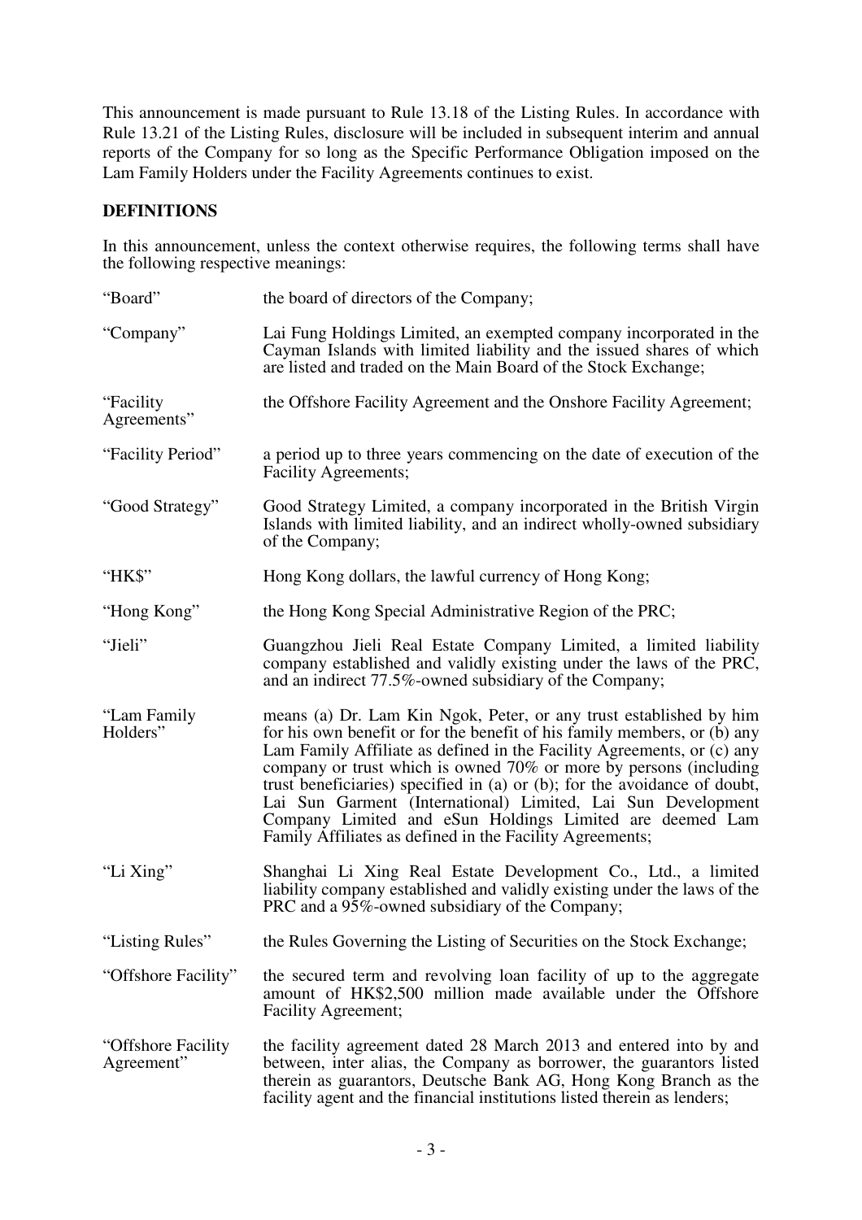This announcement is made pursuant to Rule 13.18 of the Listing Rules. In accordance with Rule 13.21 of the Listing Rules, disclosure will be included in subsequent interim and annual reports of the Company for so long as the Specific Performance Obligation imposed on the Lam Family Holders under the Facility Agreements continues to exist.

**DEFINITIONS**

In this announcement, unless the context otherwise requires, the following terms shall have the following respective meanings:

| | |
|---|---|
| "Board" | the board of directors of the Company; |
| "Company" | Lai Fung Holdings Limited, an exempted company incorporated in the Cayman Islands with limited liability and the issued shares of which are listed and traded on the Main Board of the Stock Exchange; |
| "Facility Agreements" | the Offshore Facility Agreement and the Onshore Facility Agreement; |
| "Facility Period" | a period up to three years commencing on the date of execution of the Facility Agreements; |
| "Good Strategy" | Good Strategy Limited, a company incorporated in the British Virgin Islands with limited liability, and an indirect wholly-owned subsidiary of the Company; |
| "HK$" | Hong Kong dollars, the lawful currency of Hong Kong; |
| "Hong Kong" | the Hong Kong Special Administrative Region of the PRC; |
| "Jieli" | Guangzhou Jieli Real Estate Company Limited, a limited liability company established and validly existing under the laws of the PRC, and an indirect 77.5%-owned subsidiary of the Company; |
| "Lam Family Holders" | means (a) Dr. Lam Kin Ngok, Peter, or any trust established by him for his own benefit or for the benefit of his family members, or (b) any Lam Family Affiliate as defined in the Facility Agreements, or (c) any company or trust which is owned 70% or more by persons (including trust beneficiaries) specified in (a) or (b); for the avoidance of doubt, Lai Sun Garment (International) Limited, Lai Sun Development Company Limited and eSun Holdings Limited are deemed Lam Family Affiliates as defined in the Facility Agreements; |
| "Li Xing" | Shanghai Li Xing Real Estate Development Co., Ltd., a limited liability company established and validly existing under the laws of the PRC and a 95%-owned subsidiary of the Company; |
| "Listing Rules" | the Rules Governing the Listing of Securities on the Stock Exchange; |
| "Offshore Facility" | the secured term and revolving loan facility of up to the aggregate amount of HK$2,500 million made available under the Offshore Facility Agreement; |
| "Offshore Facility Agreement" | the facility agreement dated 28 March 2013 and entered into by and between, inter alias, the Company as borrower, the guarantors listed therein as guarantors, Deutsche Bank AG, Hong Kong Branch as the facility agent and the financial institutions listed therein as lenders; |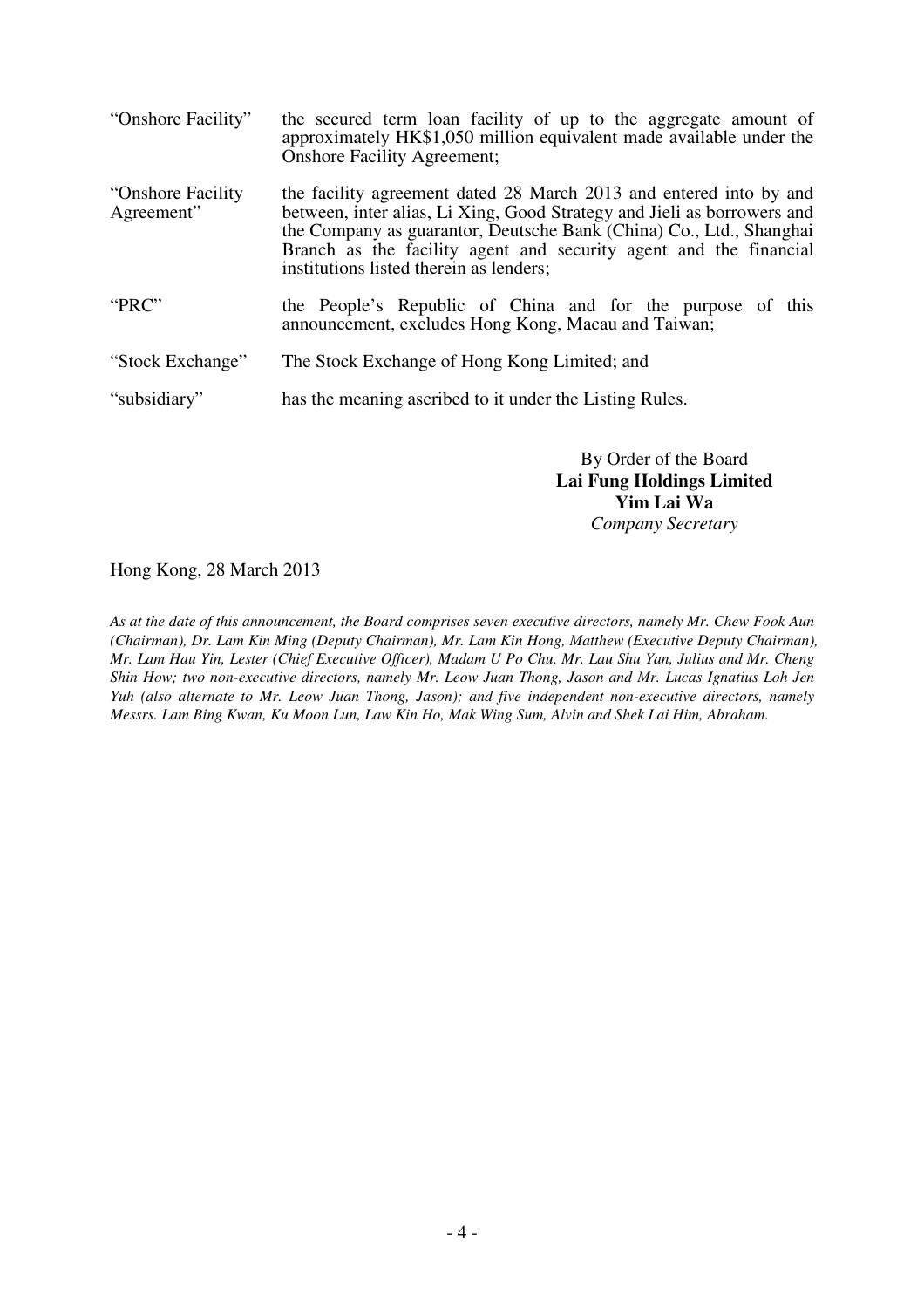| | |
|---|---|
| "Onshore Facility" | the secured term loan facility of up to the aggregate amount of approximately HK$1,050 million equivalent made available under the Onshore Facility Agreement; |
| "Onshore Facility Agreement" | the facility agreement dated 28 March 2013 and entered into by and between, inter alia, Li Xing, Good Strategy and Jieli as borrowers and the Company as guarantor, Deutsche Bank (China) Co., Ltd., Shanghai Branch as the facility agent and security agent and the financial institutions listed therein as lenders; |
| "PRC" | the People's Republic of China and for the purpose of this announcement, excludes Hong Kong, Macau and Taiwan; |
| "Stock Exchange" | The Stock Exchange of Hong Kong Limited; and |
| "subsidiary" | has the meaning ascribed to it under the Listing Rules. |

By Order of the Board
**Lai Fung Holdings Limited**
**Yim Lai Wa**
*Company Secretary*

Hong Kong, 28 March 2013

*As at the date of this announcement, the Board comprises seven executive directors, namely Mr. Chew Fook Aun (Chairman), Dr. Lam Kin Ming (Deputy Chairman), Mr. Lam Kin Hong, Matthew (Executive Deputy Chairman), Mr. Lam Hau Yin, Lester (Chief Executive Officer), Madam U Po Chu, Mr. Lau Shu Yan, Julius and Mr. Cheng Shin How; two non-executive directors, namely Mr. Leow Juan Thong, Jason and Mr. Lucas Ignatius Loh Jen Yuh (also alternate to Mr. Leow Juan Thong, Jason); and five independent non-executive directors, namely Messrs. Lam Bing Kwan, Ku Moon Lun, Law Kin Ho, Mak Wing Sum, Alvin and Shek Lai Him, Abraham.*